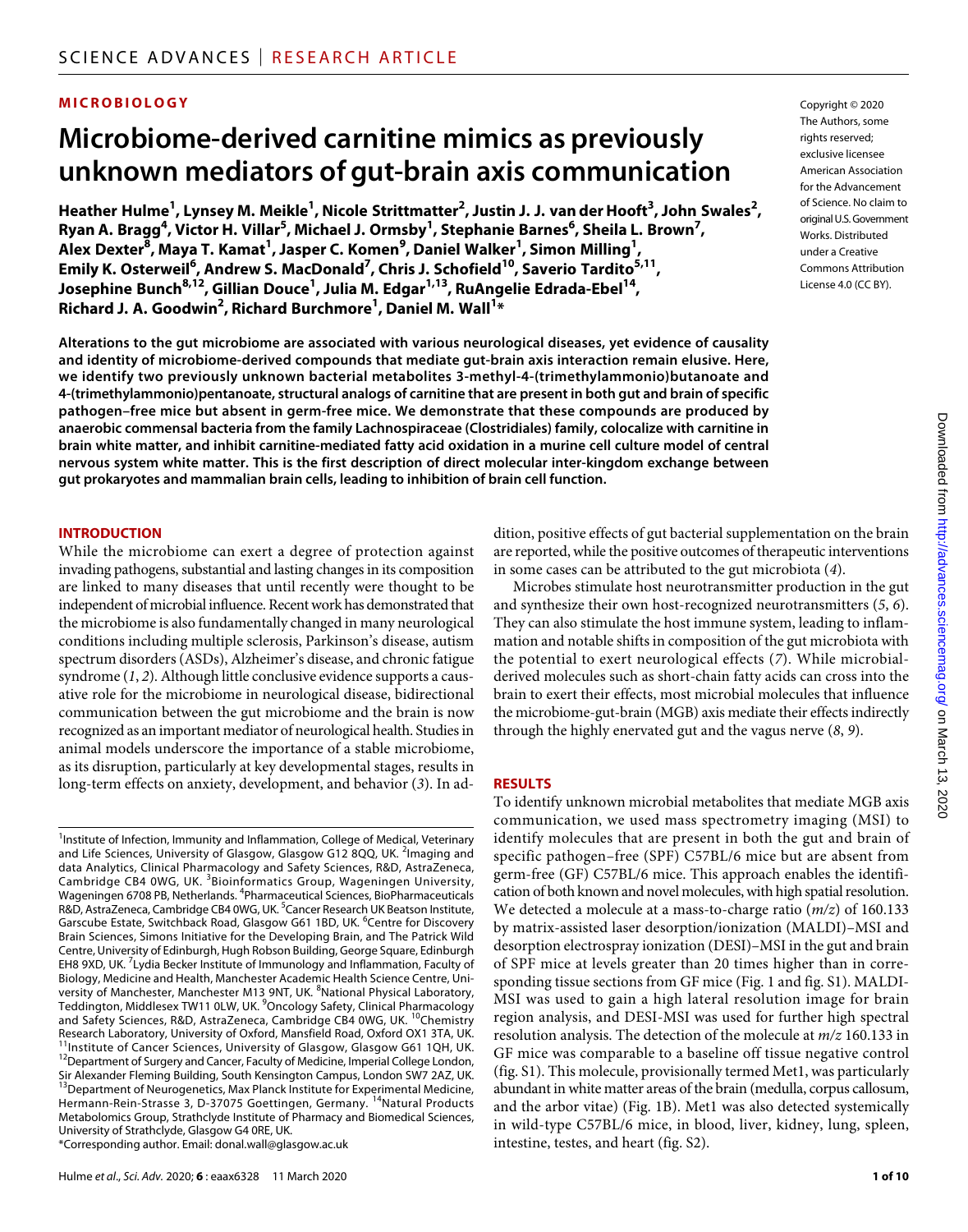MICROBIOLOGY

# Microbiome-derived carnitine mimics as previously unknown mediators of gut-brain axis communication

**Heather Hulme[1], Lynsey M. Meikle[1], Nicole Strittmatter[2], Justin J. J. van der Hooft[3], John Swales[2], Ryan A. Bragg[4], Victor H. Villar[5], Michael J. Ormsby[1], Stephanie Barnes[6], Sheila L. Brown[7], Alex Dexter[8], Maya T. Kamat[1], Jasper C. Komen[9], Daniel Walker[1], Simon Milling[1], Emily K. Osterweil[6], Andrew S. MacDonald[7], Chris J. Schofield[10], Saverio Tardito[5,11], Josephine Bunch[8,12], Gillian Douce[1], Julia M. Edgar[1,13], RuAngelie Edrada-Ebel[14], Richard J. A. Goodwin[2], Richard Burchmore[1], Daniel M. Wall[1]***

Copyright © 2020 The Authors, some rights reserved; exclusive licensee American Association for the Advancement of Science. No claim to original U.S. Government Works. Distributed under a Creative Commons Attribution License 4.0 (CC BY).

**Alterations to the gut microbiome are associated with various neurological diseases, yet evidence of causality and identity of microbiome-derived compounds that mediate gut-brain axis interaction remain elusive. Here, we identify two previously unknown bacterial metabolites 3-methyl-4-(trimethylammonio)butanoate and 4-(trimethylammonio)pentanoate, structural analogs of carnitine that are present in both gut and brain of specific pathogen–free mice but absent in germ-free mice. We demonstrate that these compounds are produced by anaerobic commensal bacteria from the family Lachnospiraceae (Clostridiales) family, colocalize with carnitine in brain white matter, and inhibit carnitine-mediated fatty acid oxidation in a murine cell culture model of central nervous system white matter. This is the first description of direct molecular inter-kingdom exchange between gut prokaryotes and mammalian brain cells, leading to inhibition of brain cell function.**

## INTRODUCTION

While the microbiome can exert a degree of protection against invading pathogens, substantial and lasting changes in its composition are linked to many diseases that until recently were thought to be independent of microbial influence. Recent work has demonstrated that the microbiome is also fundamentally changed in many neurological conditions including multiple sclerosis, Parkinson's disease, autism spectrum disorders (ASDs), Alzheimer's disease, and chronic fatigue syndrome (*1*, *2*). Although little conclusive evidence supports a causative role for the microbiome in neurological disease, bidirectional communication between the gut microbiome and the brain is now recognized as an important mediator of neurological health. Studies in animal models underscore the importance of a stable microbiome, as its disruption, particularly at key developmental stages, results in long-term effects on anxiety, development, and behavior (*3*). In addition, positive effects of gut bacterial supplementation on the brain are reported, while the positive outcomes of therapeutic interventions in some cases can be attributed to the gut microbiota (*4*).

Microbes stimulate host neurotransmitter production in the gut and synthesize their own host-recognized neurotransmitters (*5*, *6*). They can also stimulate the host immune system, leading to inflammation and notable shifts in composition of the gut microbiota with the potential to exert neurological effects (*7*). While microbial-derived molecules such as short-chain fatty acids can cross into the brain to exert their effects, most microbial molecules that influence the microbiome-gut-brain (MGB) axis mediate their effects indirectly through the highly enervated gut and the vagus nerve (*8*, *9*).

## RESULTS

To identify unknown microbial metabolites that mediate MGB axis communication, we used mass spectrometry imaging (MSI) to identify molecules that are present in both the gut and brain of specific pathogen–free (SPF) C57BL/6 mice but are absent from germ-free (GF) C57BL/6 mice. This approach enables the identification of both known and novel molecules, with high spatial resolution. We detected a molecule at a mass-to-charge ratio (*m*/*z*) of 160.133 by matrix-assisted laser desorption/ionization (MALDI)–MSI and desorption electrospray ionization (DESI)–MSI in the gut and brain of SPF mice at levels greater than 20 times higher than in corresponding tissue sections from GF mice (Fig. 1 and fig. S1). MALDI-MSI was used to gain a high lateral resolution image for brain region analysis, and DESI-MSI was used for further high spectral resolution analysis. The detection of the molecule at *m*/*z* 160.133 in GF mice was comparable to a baseline off tissue negative control (fig. S1). This molecule, provisionally termed Met1, was particularly abundant in white matter areas of the brain (medulla, corpus callosum, and the arbor vitae) (Fig. 1B). Met1 was also detected systemically in wild-type C57BL/6 mice, in blood, liver, kidney, lung, spleen, intestine, testes, and heart (fig. S2).

[1]Institute of Infection, Immunity and Inflammation, College of Medical, Veterinary and Life Sciences, University of Glasgow, Glasgow G12 8QQ, UK. [2]Imaging and data Analytics, Clinical Pharmacology and Safety Sciences, R&D, AstraZeneca, Cambridge CB4 0WG, UK. [3]Bioinformatics Group, Wageningen University, Wageningen 6708 PB, Netherlands. [4]Pharmaceutical Sciences, BioPharmaceuticals R&D, AstraZeneca, Cambridge CB4 0WG, UK. [5]Cancer Research UK Beatson Institute, Garscube Estate, Switchback Road, Glasgow G61 1BD, UK. [6]Centre for Discovery Brain Sciences, Simons Initiative for the Developing Brain, and The Patrick Wild Centre, University of Edinburgh, Hugh Robson Building, George Square, Edinburgh EH8 9XD, UK. [7]Lydia Becker Institute of Immunology and Inflammation, Faculty of Biology, Medicine and Health, Manchester Academic Health Science Centre, University of Manchester, Manchester M13 9PT, UK. [8]National Physical Laboratory, Teddington, Middlesex TW11 0LW, UK. [9]Oncology Safety, Clinical Pharmacology and Safety Sciences, R&D, AstraZeneca, Cambridge CB4 0WG, UK. [10]Chemistry Research Laboratory, University of Oxford, Mansfield Road, Oxford OX1 3TA, UK. [11]Institute of Cancer Sciences, University of Glasgow, Glasgow G61 1QH, UK. [12]Department of Surgery and Cancer, Faculty of Medicine, Imperial College London, Sir Alexander Fleming Building, South Kensington Campus, London SW7 2AZ, UK. [13]Department of Neurogenetics, Max Planck Institute for Experimental Medicine, Hermann-Rein-Strasse 3, D-37075 Goettingen, Germany. [14]Natural Products Metabolomics Group, Strathclyde Institute of Pharmacy and Biomedical Sciences, University of Strathclyde, Glasgow G4 0RE, UK.

*Corresponding author. Email: donal.wall@glasgow.ac.uk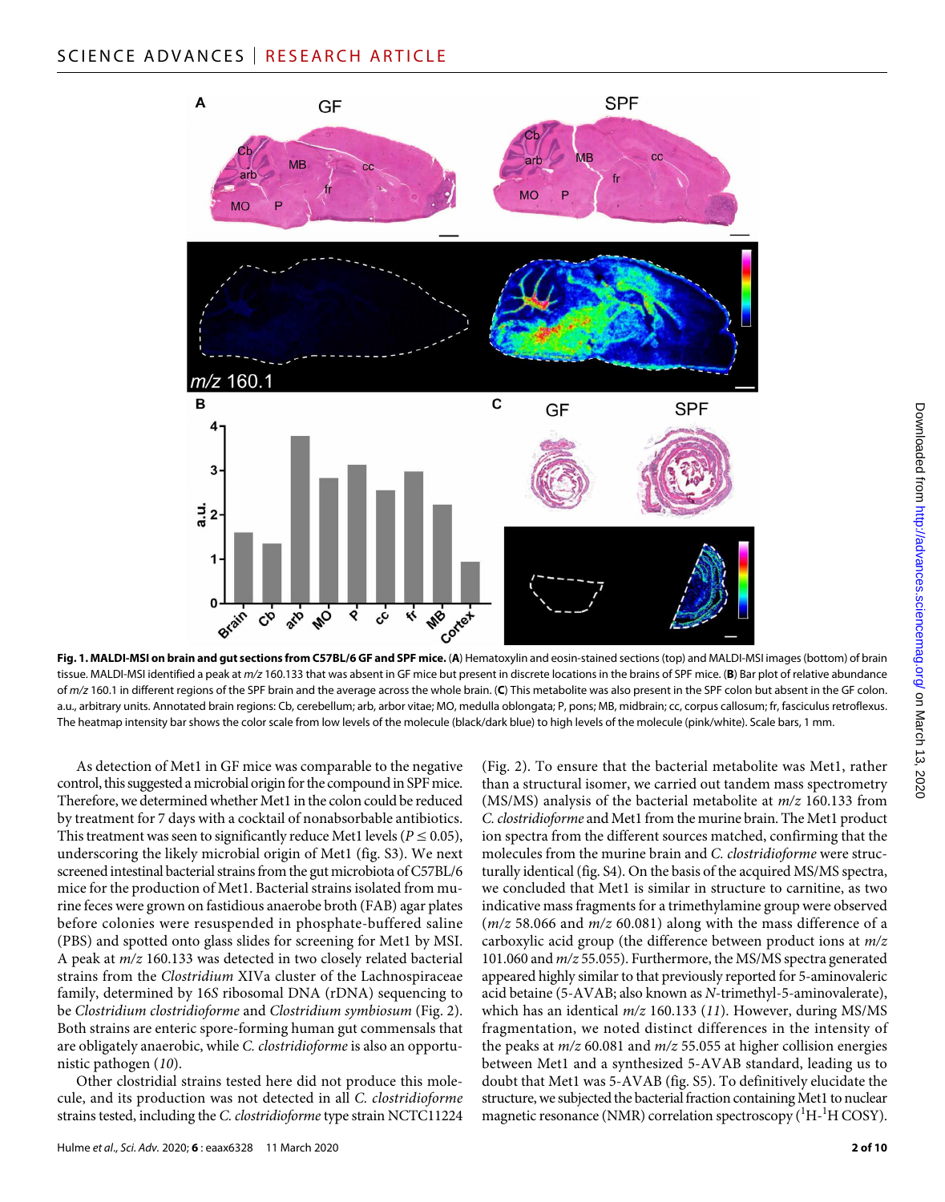**Fig. 1. MALDI-MSI on brain and gut sections from C57BL/6 GF and SPF mice.** (**A**) Hematoxylin and eosin-stained sections (top) and MALDI-MSI images (bottom) of brain tissue. MALDI-MSI identified a peak at *m/z* 160.133 that was absent in GF mice but present in discrete locations in the brains of SPF mice. (**B**) Bar plot of relative abundance of *m/z* 160.1 in different regions of the SPF brain and the average across the whole brain. (**C**) This metabolite was also present in the SPF colon but absent in the GF colon. a.u., arbitrary units. Annotated brain regions: Cb, cerebellum; arb, arbor vitae; MO, medulla oblongata; P, pons; MB, midbrain; cc, corpus callosum; fr, fasciculus retroflexus. The heatmap intensity bar shows the color scale from low levels of the molecule (black/dark blue) to high levels of the molecule (pink/white). Scale bars, 1 mm.

As detection of Met1 in GF mice was comparable to the negative control, this suggested a microbial origin for the compound in SPF mice. Therefore, we determined whether Met1 in the colon could be reduced by treatment for 7 days with a cocktail of nonabsorbable antibiotics. This treatment was seen to significantly reduce Met1 levels ($P \leq 0.05$), underscoring the likely microbial origin of Met1 (fig. S3). We next screened intestinal bacterial strains from the gut microbiota of C57BL/6 mice for the production of Met1. Bacterial strains isolated from murine feces were grown on fastidious anaerobe broth (FAB) agar plates before colonies were resuspended in phosphate-buffered saline (PBS) and spotted onto glass slides for screening for Met1 by MSI. A peak at *m/z* 160.133 was detected in two closely related bacterial strains from the *Clostridium* XIVa cluster of the Lachnospiraceae family, determined by 16*S* ribosomal DNA (rDNA) sequencing to be *Clostridium clostridioforme* and *Clostridium symbiosum* (Fig. 2). Both strains are enteric spore-forming human gut commensals that are obligately anaerobic, while *C. clostridioforme* is also an opportunistic pathogen (*10*).

Other clostridial strains tested here did not produce this molecule, and its production was not detected in all *C. clostridioforme* strains tested, including the *C. clostridioforme* type strain NCTC11224 (Fig. 2). To ensure that the bacterial metabolite was Met1, rather than a structural isomer, we carried out tandem mass spectrometry (MS/MS) analysis of the bacterial metabolite at *m/z* 160.133 from *C. clostridioforme* and Met1 from the murine brain. The Met1 product ion spectra from the different sources matched, confirming that the molecules from the murine brain and *C. clostridioforme* were structurally identical (fig. S4). On the basis of the acquired MS/MS spectra, we concluded that Met1 is similar in structure to carnitine, as two indicative mass fragments for a trimethylamine group were observed (*m/z* 58.066 and *m/z* 60.081) along with the mass difference of a carboxylic acid group (the difference between product ions at *m/z* 101.060 and *m/z* 55.055). Furthermore, the MS/MS spectra generated appeared highly similar to that previously reported for 5-aminovaleric acid betaine (5-AVAB; also known as *N*-trimethyl-5-aminovalerate), which has an identical *m/z* 160.133 (*11*). However, during MS/MS fragmentation, we noted distinct differences in the intensity of the peaks at *m/z* 60.081 and *m/z* 55.055 at higher collision energies between Met1 and a synthesized 5-AVAB standard, leading us to doubt that Met1 was 5-AVAB (fig. S5). To definitively elucidate the structure, we subjected the bacterial fraction containing Met1 to nuclear magnetic resonance (NMR) correlation spectroscopy ($^{1}$H-$^{1}$H COSY).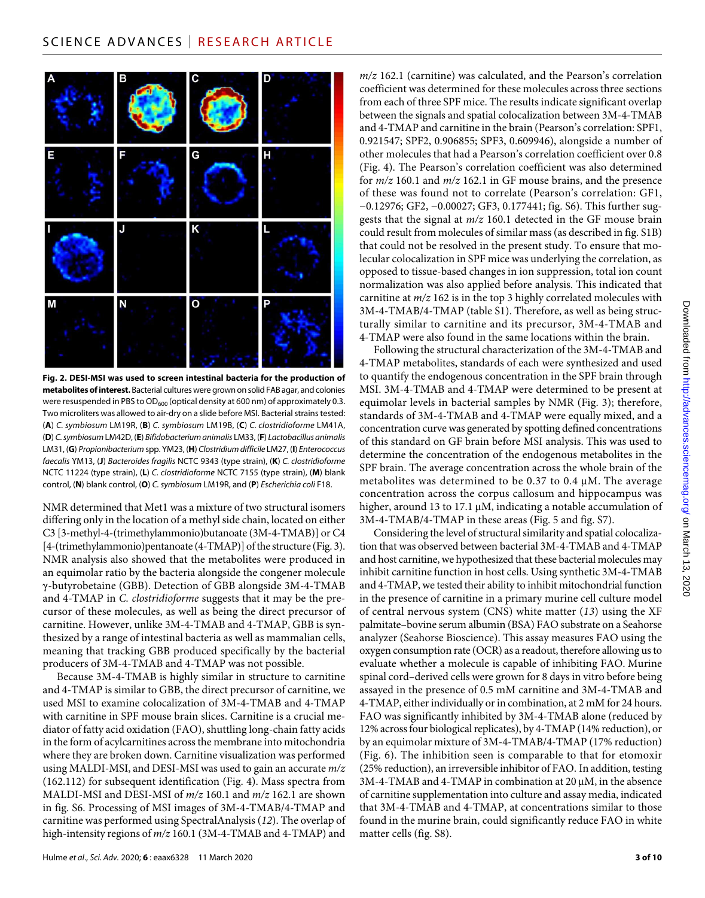**Fig. 2. DESI-MSI was used to screen intestinal bacteria for the production of metabolites of interest.** Bacterial cultures were grown on solid FAB agar, and colonies were resuspended in PBS to $OD_{600}$ (optical density at 600 nm) of approximately 0.3. Two microliters was allowed to air-dry on a slide before MSI. Bacterial strains tested: (**A**) *C. symbiosum* LM19R, (**B**) *C. symbiosum* LM19B, (**C**) *C. clostridioforme* LM41A, (**D**) *C. symbiosum* LM42D, (**E**) *Bifidobacterium animalis* LM33, (**F**) *Lactobacillus animalis* LM31, (**G**) *Propionibacterium* spp. YM23, (**H**) *Clostridium difficile* LM27, (**I**) *Enterococcus faecalis* YM13, (**J**) *Bacteroides fragilis* NCTC 9343 (type strain), (**K**) *C. clostridioforme* NCTC 11224 (type strain), (**L**) *C. clostridioforme* NCTC 7155 (type strain), (**M**) blank control, (**N**) blank control, (**O**) *C. symbiosum* LM19R, and (**P**) *Escherichia coli* F18.

NMR determined that Met1 was a mixture of two structural isomers differing only in the location of a methyl side chain, located on either C3 [3-methyl-4-(trimethylammonio)butanoate (3M-4-TMAB)] or C4 [4-(trimethylammonio)pentanoate (4-TMAP)] of the structure (Fig. 3). NMR analysis also showed that the metabolites were produced in an equimolar ratio by the bacteria alongside the congener molecule γ-butyrobetaine (GBB). Detection of GBB alongside 3M-4-TMAB and 4-TMAP in *C. clostridioforme* suggests that it may be the precursor of these molecules, as well as being the direct precursor of carnitine. However, unlike 3M-4-TMAB and 4-TMAP, GBB is synthesized by a range of intestinal bacteria as well as mammalian cells, meaning that tracking GBB produced specifically by the bacterial producers of 3M-4-TMAB and 4-TMAP was not possible.

Because 3M-4-TMAB is highly similar in structure to carnitine and 4-TMAP is similar to GBB, the direct precursor of carnitine, we used MSI to examine colocalization of 3M-4-TMAB and 4-TMAP with carnitine in SPF mouse brain slices. Carnitine is a crucial mediator of fatty acid oxidation (FAO), shuttling long-chain fatty acids in the form of acylcarnitines across the membrane into mitochondria where they are broken down. Carnitine visualization was performed using MALDI-MSI, and DESI-MSI was used to gain an accurate $m/z$ (162.112) for subsequent identification (Fig. 4). Mass spectra from MALDI-MSI and DESI-MSI of $m/z$ 160.1 and $m/z$ 162.1 are shown in fig. S6. Processing of MSI images of 3M-4-TMAB/4-TMAP and carnitine was performed using SpectralAnalysis (*12*). The overlap of high-intensity regions of $m/z$ 160.1 (3M-4-TMAB and 4-TMAP) and $m/z$ 162.1 (carnitine) was calculated, and the Pearson's correlation coefficient was determined for these molecules across three sections from each of three SPF mice. The results indicate significant overlap between the signals and spatial colocalization between 3M-4-TMAB and 4-TMAP and carnitine in the brain (Pearson's correlation: SPF1, 0.921547; SPF2, 0.906855; SPF3, 0.609946), alongside a number of other molecules that had a Pearson's correlation coefficient over 0.8 (Fig. 4). The Pearson's correlation coefficient was also determined for $m/z$ 160.1 and $m/z$ 162.1 in GF mouse brains, and the presence of these was found not to correlate (Pearson's correlation: GF1, −0.12976; GF2, −0.00027; GF3, 0.177441; fig. S6). This further suggests that the signal at $m/z$ 160.1 detected in the GF mouse brain could result from molecules of similar mass (as described in fig. S1B) that could not be resolved in the present study. To ensure that molecular colocalization in SPF mice was underlying the correlation, as opposed to tissue-based changes in ion suppression, total ion count normalization was also applied before analysis. This indicated that carnitine at $m/z$ 162 is in the top 3 highly correlated molecules with 3M-4-TMAB/4-TMAP (table S1). Therefore, as well as being structurally similar to carnitine and its precursor, 3M-4-TMAB and 4-TMAP were also found in the same locations within the brain.

Following the structural characterization of the 3M-4-TMAB and 4-TMAP metabolites, standards of each were synthesized and used to quantify the endogenous concentration in the SPF brain through MSI. 3M-4-TMAB and 4-TMAP were determined to be present at equimolar levels in bacterial samples by NMR (Fig. 3); therefore, standards of 3M-4-TMAB and 4-TMAP were equally mixed, and a concentration curve was generated by spotting defined concentrations of this standard on GF brain before MSI analysis. This was used to determine the concentration of the endogenous metabolites in the SPF brain. The average concentration across the whole brain of the metabolites was determined to be 0.37 to 0.4 μM. The average concentration across the corpus callosum and hippocampus was higher, around 13 to 17.1 μM, indicating a notable accumulation of 3M-4-TMAB/4-TMAP in these areas (Fig. 5 and fig. S7).

Considering the level of structural similarity and spatial colocalization that was observed between bacterial 3M-4-TMAB and 4-TMAP and host carnitine, we hypothesized that these bacterial molecules may inhibit carnitine function in host cells. Using synthetic 3M-4-TMAB and 4-TMAP, we tested their ability to inhibit mitochondrial function in the presence of carnitine in a primary murine cell culture model of central nervous system (CNS) white matter (*13*) using the XF palmitate–bovine serum albumin (BSA) FAO substrate on a Seahorse analyzer (Seahorse Bioscience). This assay measures FAO using the oxygen consumption rate (OCR) as a readout, therefore allowing us to evaluate whether a molecule is capable of inhibiting FAO. Murine spinal cord–derived cells were grown for 8 days in vitro before being assayed in the presence of 0.5 mM carnitine and 3M-4-TMAB and 4-TMAP, either individually or in combination, at 2 mM for 24 hours. FAO was significantly inhibited by 3M-4-TMAB alone (reduced by 12% across four biological replicates), by 4-TMAP (14% reduction), or by an equimolar mixture of 3M-4-TMAB/4-TMAP (17% reduction) (Fig. 6). The inhibition seen is comparable to that for etomoxir (25% reduction), an irreversible inhibitor of FAO. In addition, testing 3M-4-TMAB and 4-TMAP in combination at 20 μM, in the absence of carnitine supplementation into culture and assay media, indicated that 3M-4-TMAB and 4-TMAP, at concentrations similar to those found in the murine brain, could significantly reduce FAO in white matter cells (fig. S8).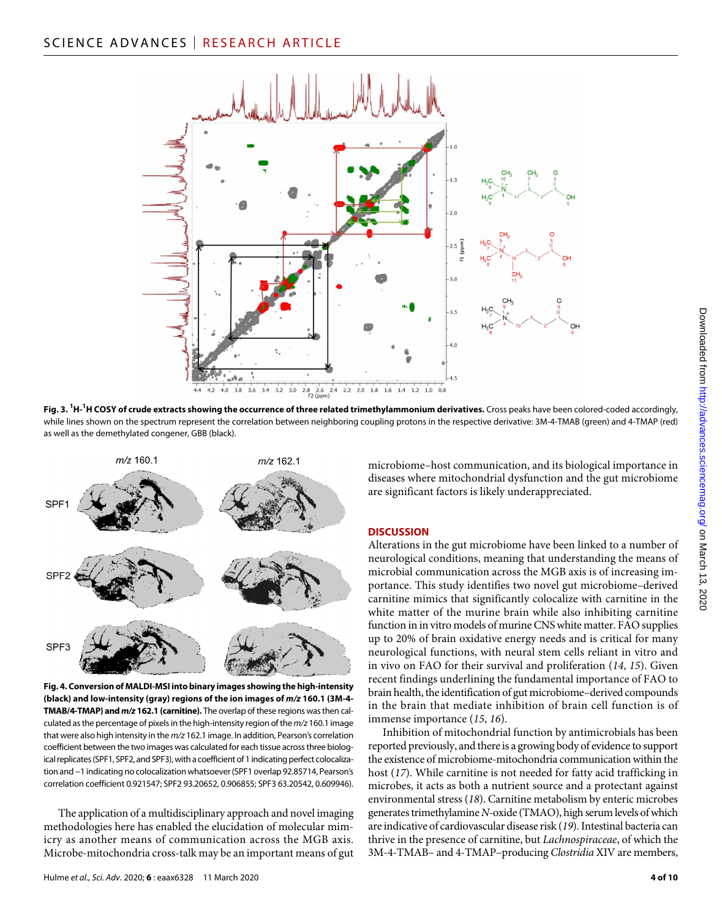**Fig. 3. $^1$H-$^1$H COSY of crude extracts showing the occurrence of three related trimethylammonium derivatives.** Cross peaks have been colored-coded accordingly, while lines shown on the spectrum represent the correlation between neighboring coupling protons in the respective derivative: 3M-4-TMAB (green) and 4-TMAP (red) as well as the demethylated congener, GBB (black).

**Fig. 4. Conversion of MALDI-MSI into binary images showing the high-intensity (black) and low-intensity (gray) regions of the ion images of *m/z* 160.1 (3M-4-TMAB/4-TMAP) and *m/z* 162.1 (carnitine).** The overlap of these regions was then calculated as the percentage of pixels in the high-intensity region of the *m/z* 160.1 image that were also high intensity in the *m/z* 162.1 image. In addition, Pearson's correlation coefficient between the two images was calculated for each tissue across three biological replicates (SPF1, SPF2, and SPF3), with a coefficient of 1 indicating perfect colocalization and −1 indicating no colocalization whatsoever (SPF1 overlap 92.85714, Pearson's correlation coefficient 0.921547; SPF2 93.20652, 0.906855; SPF3 63.20542, 0.609946).

The application of a multidisciplinary approach and novel imaging methodologies here has enabled the elucidation of molecular mimicry as another means of communication across the MGB axis. Microbe-mitochondria cross-talk may be an important means of gut microbiome–host communication, and its biological importance in diseases where mitochondrial dysfunction and the gut microbiome are significant factors is likely underappreciated.

## DISCUSSION

Alterations in the gut microbiome have been linked to a number of neurological conditions, meaning that understanding the means of microbial communication across the MGB axis is of increasing importance. This study identifies two novel gut microbiome–derived carnitine mimics that significantly colocalize with carnitine in the white matter of the murine brain while also inhibiting carnitine function in in vitro models of murine CNS white matter. FAO supplies up to 20% of brain oxidative energy needs and is critical for many neurological functions, with neural stem cells reliant in vitro and in vivo on FAO for their survival and proliferation (*14*, *15*). Given recent findings underlining the fundamental importance of FAO to brain health, the identification of gut microbiome–derived compounds in the brain that mediate inhibition of brain cell function is of immense importance (*15*, *16*).

Inhibition of mitochondrial function by antimicrobials has been reported previously, and there is a growing body of evidence to support the existence of microbiome-mitochondria communication within the host (*17*). While carnitine is not needed for fatty acid trafficking in microbes, it acts as both a nutrient source and a protectant against environmental stress (*18*). Carnitine metabolism by enteric microbes generates trimethylamine *N*-oxide (TMAO), high serum levels of which are indicative of cardiovascular disease risk (*19*). Intestinal bacteria can thrive in the presence of carnitine, but *Lachnospiraceae*, of which the 3M-4-TMAB– and 4-TMAP–producing *Clostridia* XIV are members,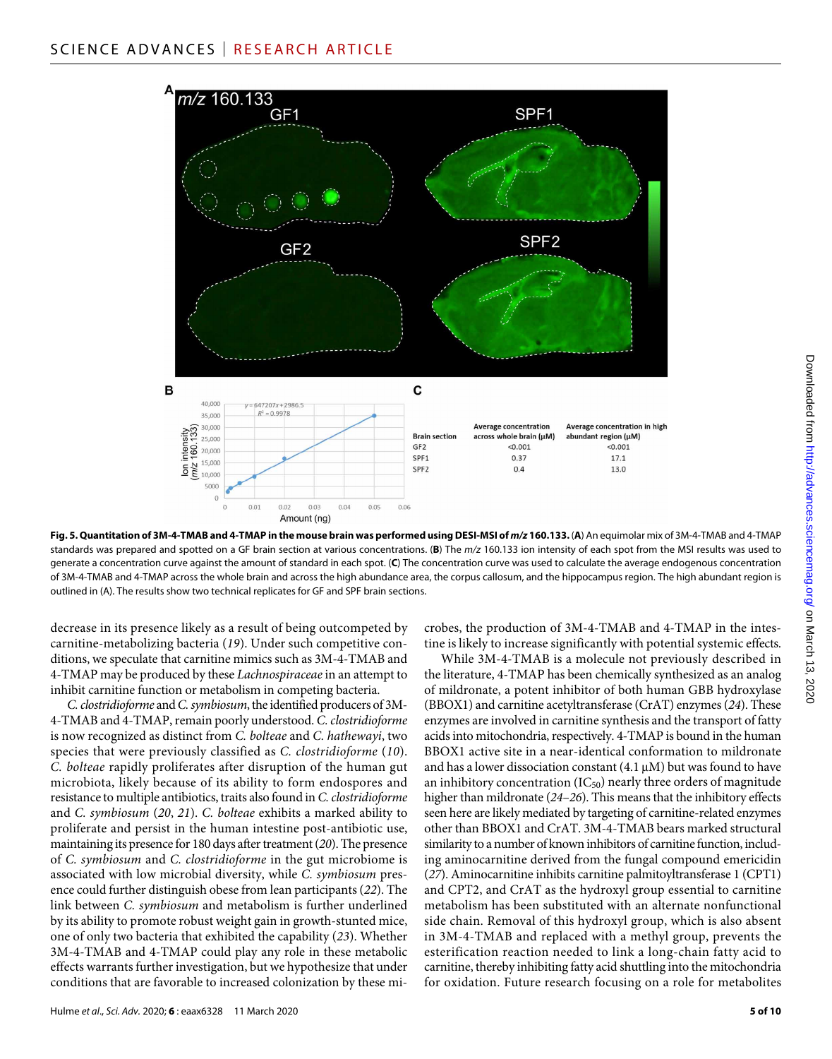**Fig. 5. Quantitation of 3M-4-TMAB and 4-TMAP in the mouse brain was performed using DESI-MSI of *m/z* 160.133.** (**A**) An equimolar mix of 3M-4-TMAB and 4-TMAP standards was prepared and spotted on a GF brain section at various concentrations. (**B**) The *m/z* 160.133 ion intensity of each spot from the MSI results was used to generate a concentration curve against the amount of standard in each spot. (**C**) The concentration curve was used to calculate the average endogenous concentration of 3M-4-TMAB and 4-TMAP across the whole brain and across the high abundance area, the corpus callosum, and the hippocampus region. The high abundant region is outlined in (A). The results show two technical replicates for GF and SPF brain sections.

| Brain section | Average concentration across whole brain (μM) | Average concentration in high abundant region (μM) |
|---|---|---|
| GF2 | <0.001 | <0.001 |
| SPF1 | 0.37 | 17.1 |
| SPF2 | 0.4 | 13.0 |

decrease in its presence likely as a result of being outcompeted by carnitine-metabolizing bacteria (*19*). Under such competitive conditions, we speculate that carnitine mimics such as 3M-4-TMAB and 4-TMAP may be produced by these *Lachnospiraceae* in an attempt to inhibit carnitine function or metabolism in competing bacteria.

*C. clostridioforme* and *C. symbiosum*, the identified producers of 3M-4-TMAB and 4-TMAP, remain poorly understood. *C. clostridioforme* is now recognized as distinct from *C. bolteae* and *C. hathewayi*, two species that were previously classified as *C. clostridioforme* (*10*). *C. bolteae* rapidly proliferates after disruption of the human gut microbiota, likely because of its ability to form endospores and resistance to multiple antibiotics, traits also found in *C. clostridioforme* and *C. symbiosum* (*20*, *21*). *C. bolteae* exhibits a marked ability to proliferate and persist in the human intestine post-antibiotic use, maintaining its presence for 180 days after treatment (*20*). The presence of *C. symbiosum* and *C. clostridioforme* in the gut microbiome is associated with low microbial diversity, while *C. symbiosum* presence could further distinguish obese from lean participants (*22*). The link between *C. symbiosum* and metabolism is further underlined by its ability to promote robust weight gain in growth-stunted mice, one of only two bacteria that exhibited the capability (*23*). Whether 3M-4-TMAB and 4-TMAP could play any role in these metabolic effects warrants further investigation, but we hypothesize that under conditions that are favorable to increased colonization by these microbes, the production of 3M-4-TMAB and 4-TMAP in the intestine is likely to increase significantly with potential systemic effects.

While 3M-4-TMAB is a molecule not previously described in the literature, 4-TMAP has been chemically synthesized as an analog of mildronate, a potent inhibitor of both human GBB hydroxylase (BBOX1) and carnitine acetyltransferase (CrAT) enzymes (*24*). These enzymes are involved in carnitine synthesis and the transport of fatty acids into mitochondria, respectively. 4-TMAP is bound in the human BBOX1 active site in a near-identical conformation to mildronate and has a lower dissociation constant (4.1 μM) but was found to have an inhibitory concentration ($IC_{50}$) nearly three orders of magnitude higher than mildronate (*24*–*26*). This means that the inhibitory effects seen here are likely mediated by targeting of carnitine-related enzymes other than BBOX1 and CrAT. 3M-4-TMAB bears marked structural similarity to a number of known inhibitors of carnitine function, including aminocarnitine derived from the fungal compound emericidin (*27*). Aminocarnitine inhibits carnitine palmitoyltransferase 1 (CPT1) and CPT2, and CrAT as the hydroxyl group essential to carnitine metabolism has been substituted with an alternate nonfunctional side chain. Removal of this hydroxyl group, which is also absent in 3M-4-TMAB and replaced with a methyl group, prevents the esterification reaction needed to link a long-chain fatty acid to carnitine, thereby inhibiting fatty acid shuttling into the mitochondria for oxidation. Future research focusing on a role for metabolites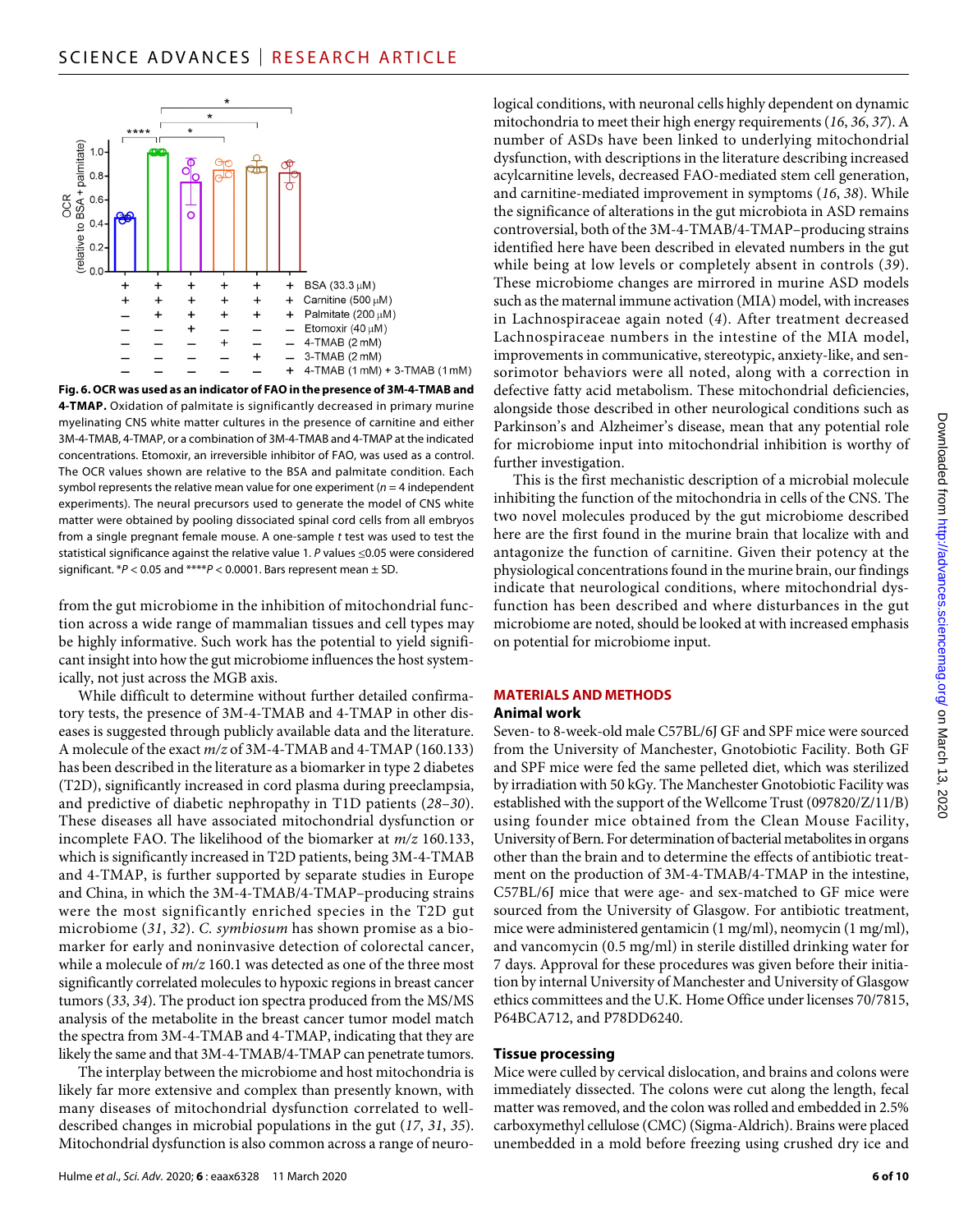**Fig. 6. OCR was used as an indicator of FAO in the presence of 3M-4-TMAB and 4-TMAP.** Oxidation of palmitate is significantly decreased in primary murine myelinating CNS white matter cultures in the presence of carnitine and either 3M-4-TMAB, 4-TMAP, or a combination of 3M-4-TMAB and 4-TMAP at the indicated concentrations. Etomoxir, an irreversible inhibitor of FAO, was used as a control. The OCR values shown are relative to the BSA and palmitate condition. Each symbol represents the relative mean value for one experiment ($n = 4$ independent experiments). The neural precursors used to generate the model of CNS white matter were obtained by pooling dissociated spinal cord cells from all embryos from a single pregnant female mouse. A one-sample *t* test was used to test the statistical significance against the relative value 1. *P* values ≤0.05 were considered significant. *$P < 0.05$ and ****$P < 0.0001$. Bars represent mean ± SD.

from the gut microbiome in the inhibition of mitochondrial function across a wide range of mammalian tissues and cell types may be highly informative. Such work has the potential to yield significant insight into how the gut microbiome influences the host systemically, not just across the MGB axis.

While difficult to determine without further detailed confirmatory tests, the presence of 3M-4-TMAB and 4-TMAP in other diseases is suggested through publicly available data and the literature. A molecule of the exact *m/z* of 3M-4-TMAB and 4-TMAP (160.133) has been described in the literature as a biomarker in type 2 diabetes (T2D), significantly increased in cord plasma during preeclampsia, and predictive of diabetic nephropathy in T1D patients (*28*–*30*). These diseases all have associated mitochondrial dysfunction or incomplete FAO. The likelihood of the biomarker at *m/z* 160.133, which is significantly increased in T2D patients, being 3M-4-TMAB and 4-TMAP, is further supported by separate studies in Europe and China, in which the 3M-4-TMAB/4-TMAP–producing strains were the most significantly enriched species in the T2D gut microbiome (*31*, *32*). *C. symbiosum* has shown promise as a biomarker for early and noninvasive detection of colorectal cancer, while a molecule of *m/z* 160.1 was detected as one of the three most significantly correlated molecules to hypoxic regions in breast cancer tumors (*33*, *34*). The product ion spectra produced from the MS/MS analysis of the metabolite in the breast cancer tumor model match the spectra from 3M-4-TMAB and 4-TMAP, indicating that they are likely the same and that 3M-4-TMAB/4-TMAP can penetrate tumors.

The interplay between the microbiome and host mitochondria is likely far more extensive and complex than presently known, with many diseases of mitochondrial dysfunction correlated to well-described changes in microbial populations in the gut (*17*, *31*, *35*). Mitochondrial dysfunction is also common across a range of neurological conditions, with neuronal cells highly dependent on dynamic mitochondria to meet their high energy requirements (*16*, *36*, *37*). A number of ASDs have been linked to underlying mitochondrial dysfunction, with descriptions in the literature describing increased acylcarnitine levels, decreased FAO-mediated stem cell generation, and carnitine-mediated improvement in symptoms (*16*, *38*). While the significance of alterations in the gut microbiota in ASD remains controversial, both of the 3M-4-TMAB/4-TMAP–producing strains identified here have been described in elevated numbers in the gut while being at low levels or completely absent in controls (*39*). These microbiome changes are mirrored in murine ASD models such as the maternal immune activation (MIA) model, with increases in Lachnospiraceae again noted (*4*). After treatment decreased Lachnospiraceae numbers in the intestine of the MIA model, improvements in communicative, stereotypic, anxiety-like, and sensorimotor behaviors were all noted, along with a correction in defective fatty acid metabolism. These mitochondrial deficiencies, alongside those described in other neurological conditions such as Parkinson's and Alzheimer's disease, mean that any potential role for microbiome input into mitochondrial inhibition is worthy of further investigation.

This is the first mechanistic description of a microbial molecule inhibiting the function of the mitochondria in cells of the CNS. The two novel molecules produced by the gut microbiome described here are the first found in the murine brain that localize with and antagonize the function of carnitine. Given their potency at the physiological concentrations found in the murine brain, our findings indicate that neurological conditions, where mitochondrial dysfunction has been described and where disturbances in the gut microbiome are noted, should be looked at with increased emphasis on potential for microbiome input.

## MATERIALS AND METHODS

### Animal work

Seven- to 8-week-old male C57BL/6J GF and SPF mice were sourced from the University of Manchester, Gnotobiotic Facility. Both GF and SPF mice were fed the same pelleted diet, which was sterilized by irradiation with 50 kGy. The Manchester Gnotobiotic Facility was established with the support of the Wellcome Trust (097820/Z/11/B) using founder mice obtained from the Clean Mouse Facility, University of Bern. For determination of bacterial metabolites in organs other than the brain and to determine the effects of antibiotic treatment on the production of 3M-4-TMAB/4-TMAP in the intestine, C57BL/6J mice that were age- and sex-matched to GF mice were sourced from the University of Glasgow. For antibiotic treatment, mice were administered gentamicin (1 mg/ml), neomycin (1 mg/ml), and vancomycin (0.5 mg/ml) in sterile distilled drinking water for 7 days. Approval for these procedures was given before their initiation by internal University of Manchester and University of Glasgow ethics committees and the U.K. Home Office under licenses 70/7815, P64BCA712, and P78DD6240.

### Tissue processing

Mice were culled by cervical dislocation, and brains and colons were immediately dissected. The colons were cut along the length, fecal matter was removed, and the colon was rolled and embedded in 2.5% carboxymethyl cellulose (CMC) (Sigma-Aldrich). Brains were placed unembedded in a mold before freezing using crushed dry ice and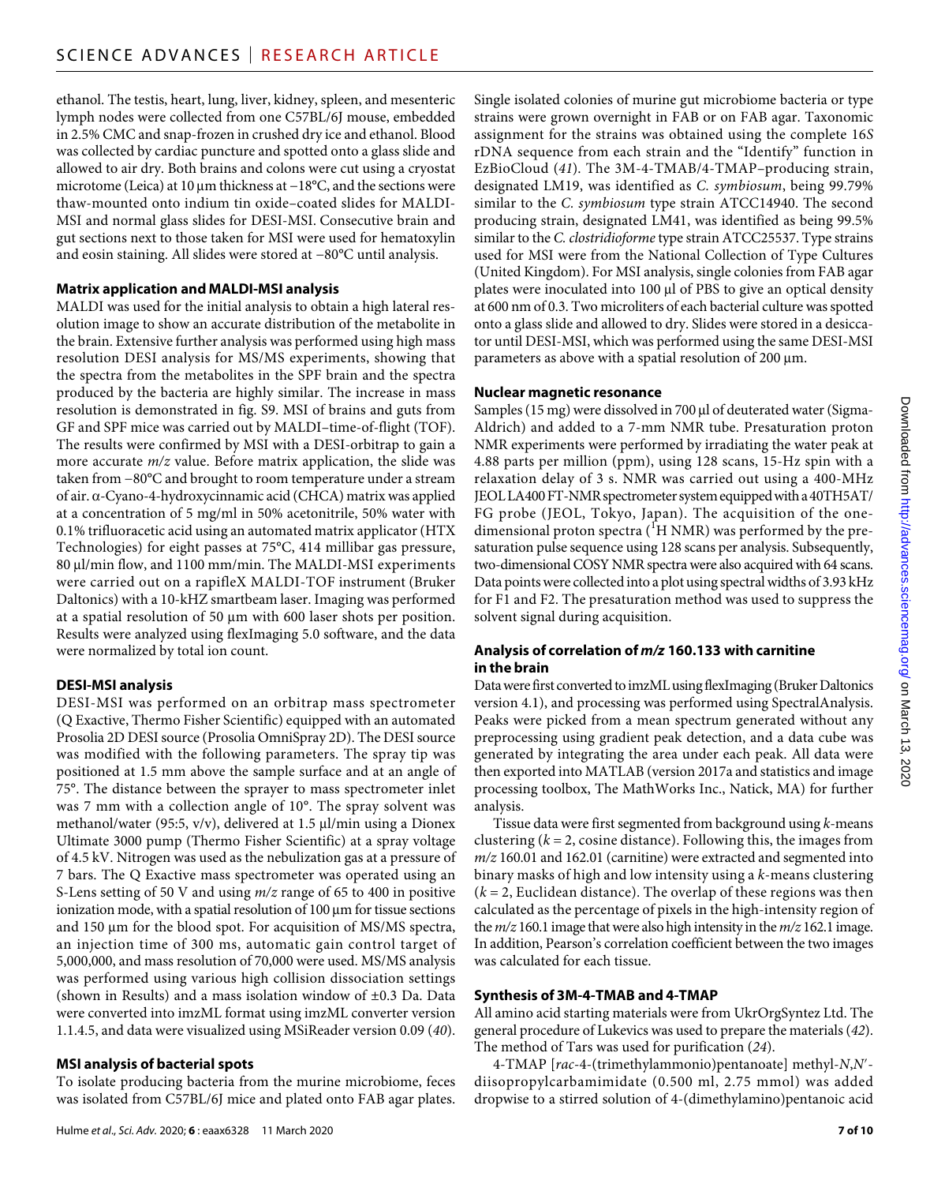ethanol. The testis, heart, lung, liver, kidney, spleen, and mesenteric lymph nodes were collected from one C57BL/6J mouse, embedded in 2.5% CMC and snap-frozen in crushed dry ice and ethanol. Blood was collected by cardiac puncture and spotted onto a glass slide and allowed to air dry. Both brains and colons were cut using a cryostat microtome (Leica) at 10 μm thickness at −18°C, and the sections were thaw-mounted onto indium tin oxide–coated slides for MALDI-MSI and normal glass slides for DESI-MSI. Consecutive brain and gut sections next to those taken for MSI were used for hematoxylin and eosin staining. All slides were stored at −80°C until analysis.

### Matrix application and MALDI-MSI analysis

MALDI was used for the initial analysis to obtain a high lateral resolution image to show an accurate distribution of the metabolite in the brain. Extensive further analysis was performed using high mass resolution DESI analysis for MS/MS experiments, showing that the spectra from the metabolites in the SPF brain and the spectra produced by the bacteria are highly similar. The increase in mass resolution is demonstrated in fig. S9. MSI of brains and guts from GF and SPF mice was carried out by MALDI–time-of-flight (TOF). The results were confirmed by MSI with a DESI-orbitrap to gain a more accurate *m/z* value. Before matrix application, the slide was taken from −80°C and brought to room temperature under a stream of air. α-Cyano-4-hydroxycinnamic acid (CHCA) matrix was applied at a concentration of 5 mg/ml in 50% acetonitrile, 50% water with 0.1% trifluoroacetic acid using an automated matrix applicator (HTX Technologies) for eight passes at 75°C, 414 millibar gas pressure, 80 μl/min flow, and 1100 mm/min. The MALDI-MSI experiments were carried out on a rapifleX MALDI-TOF instrument (Bruker Daltonics) with a 10-kHZ smartbeam laser. Imaging was performed at a spatial resolution of 50 μm with 600 laser shots per position. Results were analyzed using flexImaging 5.0 software, and the data were normalized by total ion count.

### DESI-MSI analysis

DESI-MSI was performed on an orbitrap mass spectrometer (Q Exactive, Thermo Fisher Scientific) equipped with an automated Prosolia 2D DESI source (Prosolia OmniSpray 2D). The DESI source was modified with the following parameters. The spray tip was positioned at 1.5 mm above the sample surface and at an angle of 75°. The distance between the sprayer to mass spectrometer inlet was 7 mm with a collection angle of 10°. The spray solvent was methanol/water (95:5, v/v), delivered at 1.5 μl/min using a Dionex Ultimate 3000 pump (Thermo Fisher Scientific) at a spray voltage of 4.5 kV. Nitrogen was used as the nebulization gas at a pressure of 7 bars. The Q Exactive mass spectrometer was operated using an S-Lens setting of 50 V and using *m/z* range of 65 to 400 in positive ionization mode, with a spatial resolution of 100 μm for tissue sections and 150 μm for the blood spot. For acquisition of MS/MS spectra, an injection time of 300 ms, automatic gain control target of 5,000,000, and mass resolution of 70,000 were used. MS/MS analysis was performed using various high collision dissociation settings (shown in Results) and a mass isolation window of ±0.3 Da. Data were converted into imzML format using imzML converter version 1.1.4.5, and data were visualized using MSiReader version 0.09 (*40*).

### MSI analysis of bacterial spots

To isolate producing bacteria from the murine microbiome, feces was isolated from C57BL/6J mice and plated onto FAB agar plates. Single isolated colonies of murine gut microbiome bacteria or type strains were grown overnight in FAB or on FAB agar. Taxonomic assignment for the strains was obtained using the complete 16*S* rDNA sequence from each strain and the "Identify" function in EzBioCloud (*41*). The 3M-4-TMAB/4-TMAP–producing strain, designated LM19, was identified as *C. symbiosum*, being 99.79% similar to the *C. symbiosum* type strain ATCC14940. The second producing strain, designated LM41, was identified as being 99.5% similar to the *C. clostridioforme* type strain ATCC25537. Type strains used for MSI were from the National Collection of Type Cultures (United Kingdom). For MSI analysis, single colonies from FAB agar plates were inoculated into 100 μl of PBS to give an optical density at 600 nm of 0.3. Two microliters of each bacterial culture was spotted onto a glass slide and allowed to dry. Slides were stored in a desiccator until DESI-MSI, which was performed using the same DESI-MSI parameters as above with a spatial resolution of 200 μm.

### Nuclear magnetic resonance

Samples (15 mg) were dissolved in 700 μl of deuterated water (Sigma-Aldrich) and added to a 7-mm NMR tube. Presaturation proton NMR experiments were performed by irradiating the water peak at 4.88 parts per million (ppm), using 128 scans, 15-Hz spin with a relaxation delay of 3 s. NMR was carried out using a 400-MHz JEOL LA400 FT-NMR spectrometer system equipped with a 40TH5AT/FG probe (JEOL, Tokyo, Japan). The acquisition of the one-dimensional proton spectra ($^{1}$H NMR) was performed by the presaturation pulse sequence using 128 scans per analysis. Subsequently, two-dimensional COSY NMR spectra were also acquired with 64 scans. Data points were collected into a plot using spectral widths of 3.93 kHz for F1 and F2. The presaturation method was used to suppress the solvent signal during acquisition.

### Analysis of correlation of *m/z* 160.133 with carnitine in the brain

Data were first converted to imzML using flexImaging (Bruker Daltonics version 4.1), and processing was performed using SpectralAnalysis. Peaks were picked from a mean spectrum generated without any preprocessing using gradient peak detection, and a data cube was generated by integrating the area under each peak. All data were then exported into MATLAB (version 2017a and statistics and image processing toolbox, The MathWorks Inc., Natick, MA) for further analysis.

Tissue data were first segmented from background using *k*-means clustering ($k = 2$, cosine distance). Following this, the images from *m/z* 160.01 and 162.01 (carnitine) were extracted and segmented into binary masks of high and low intensity using a *k*-means clustering ($k = 2$, Euclidean distance). The overlap of these regions was then calculated as the percentage of pixels in the high-intensity region of the *m/z* 160.1 image that were also high intensity in the *m/z* 162.1 image. In addition, Pearson's correlation coefficient between the two images was calculated for each tissue.

### Synthesis of 3M-4-TMAB and 4-TMAP

All amino acid starting materials were from UkrOrgSyntez Ltd. The general procedure of Lukevics was used to prepare the materials (*42*). The method of Tars was used for purification (*24*).

4-TMAP [*rac*-4-(trimethylammonio)pentanoate] methyl-*N*,*N*′-diisopropylcarbamimidate (0.500 ml, 2.75 mmol) was added dropwise to a stirred solution of 4-(dimethylamino)pentanoic acid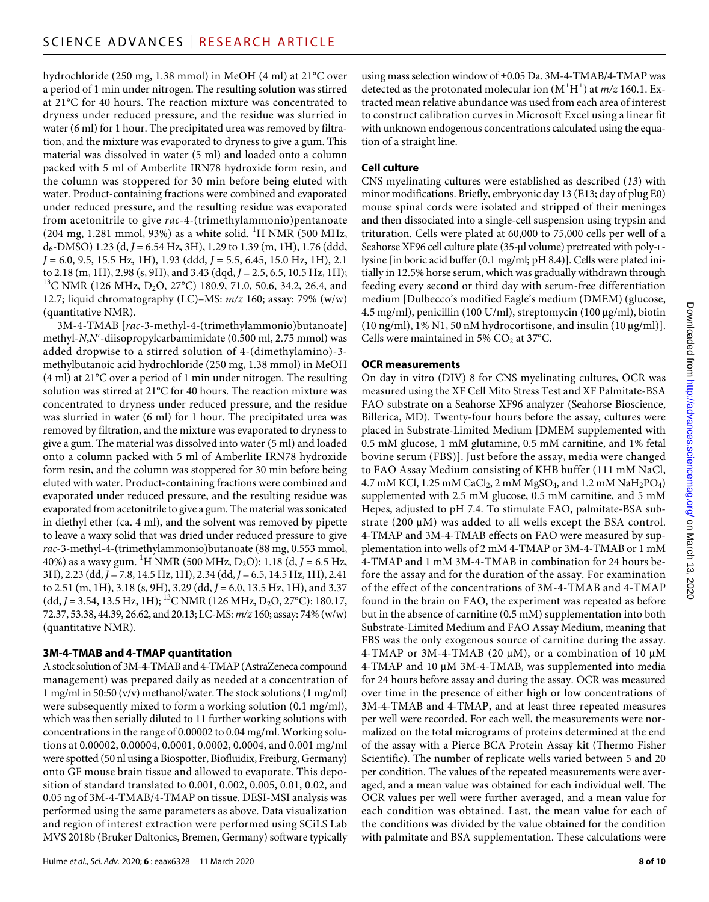hydrochloride (250 mg, 1.38 mmol) in MeOH (4 ml) at 21°C over a period of 1 min under nitrogen. The resulting solution was stirred at 21°C for 40 hours. The reaction mixture was concentrated to dryness under reduced pressure, and the residue was slurried in water (6 ml) for 1 hour. The precipitated urea was removed by filtration, and the mixture was evaporated to dryness to give a gum. This material was dissolved in water (5 ml) and loaded onto a column packed with 5 ml of Amberlite IRN78 hydroxide form resin, and the column was stoppered for 30 min before being eluted with water. Product-containing fractions were combined and evaporated under reduced pressure, and the resulting residue was evaporated from acetonitrile to give *rac*-4-(trimethylammonio)pentanoate (204 mg, 1.281 mmol, 93%) as a white solid. $^1$H NMR (500 MHz, $d_6$-DMSO) 1.23 (d, *J* = 6.54 Hz, 3H), 1.29 to 1.39 (m, 1H), 1.76 (ddd, *J* = 6.0, 9.5, 15.5 Hz, 1H), 1.93 (ddd, *J* = 5.5, 6.45, 15.0 Hz, 1H), 2.1 to 2.18 (m, 1H), 2.98 (s, 9H), and 3.43 (dqd, *J* = 2.5, 6.5, 10.5 Hz, 1H); $^{13}$C NMR (126 MHz, $D_2O$, 27°C): 180.9, 71.0, 50.6, 34.2, 26.4, and 12.7; liquid chromatography (LC)–MS: *m/z* 160; assay: 79% (w/w) (quantitative NMR).

3M-4-TMAB [*rac*-3-methyl-4-(trimethylammonio)butanoate] methyl-*N*,*N*′-diisopropylcarbamimidate (0.500 ml, 2.75 mmol) was added dropwise to a stirred solution of 4-(dimethylamino)-3-methylbutanoic acid hydrochloride (250 mg, 1.38 mmol) in MeOH (4 ml) at 21°C over a period of 1 min under nitrogen. The resulting solution was stirred at 21°C for 40 hours. The reaction mixture was concentrated to dryness under reduced pressure, and the residue was slurried in water (6 ml) for 1 hour. The precipitated urea was removed by filtration, and the mixture was evaporated to dryness to give a gum. The material was dissolved into water (5 ml) and loaded onto a column packed with 5 ml of Amberlite IRN78 hydroxide form resin, and the column was stoppered for 30 min before being eluted with water. Product-containing fractions were combined and evaporated under reduced pressure, and the resulting residue was evaporated from acetonitrile to give a gum. The material was sonicated in diethyl ether (ca. 4 ml), and the solvent was removed by pipette to leave a waxy solid that was dried under reduced pressure to give *rac*-3-methyl-4-(trimethylammonio)butanoate (88 mg, 0.553 mmol, 40%) as a waxy gum. $^1$H NMR (500 MHz, $D_2O$): 1.18 (d, *J* = 6.5 Hz, 3H), 2.23 (dd, *J* = 7.8, 14.5 Hz, 1H), 2.34 (dd, *J* = 6.5, 14.5 Hz, 1H), 2.41 to 2.51 (m, 1H), 3.18 (s, 9H), 3.29 (dd, *J* = 6.0, 13.5 Hz, 1H), and 3.37 (dd, *J* = 3.54, 13.5 Hz, 1H); $^{13}$C NMR (126 MHz, $D_2O$, 27°C): 180.17, 72.37, 53.38, 44.39, 26.62, and 20.13; LC-MS: *m/z* 160; assay: 74% (w/w) (quantitative NMR).

### 3M-4-TMAB and 4-TMAP quantitation

A stock solution of 3M-4-TMAB and 4-TMAP (AstraZeneca compound management) was prepared daily as needed at a concentration of 1 mg/ml in 50:50 (v/v) methanol/water. The stock solutions (1 mg/ml) were subsequently mixed to form a working solution (0.1 mg/ml), which was then serially diluted to 11 further working solutions with concentrations in the range of 0.00002 to 0.04 mg/ml. Working solutions at 0.00002, 0.00004, 0.0001, 0.0002, 0.0004, and 0.001 mg/ml were spotted (50 nl using a Biospotter, Biofluidix, Freiburg, Germany) onto GF mouse brain tissue and allowed to evaporate. This deposition of standard translated to 0.001, 0.002, 0.005, 0.01, 0.02, and 0.05 ng of 3M-4-TMAB/4-TMAP on tissue. DESI-MSI analysis was performed using the same parameters as above. Data visualization and region of interest extraction were performed using SCiLS Lab MVS 2018b (Bruker Daltonics, Bremen, Germany) software typically using mass selection window of ±0.05 Da. 3M-4-TMAB/4-TMAP was detected as the protonated molecular ion ($M^+H^+$) at *m/z* 160.1. Extracted mean relative abundance was used from each area of interest to construct calibration curves in Microsoft Excel using a linear fit with unknown endogenous concentrations calculated using the equation of a straight line.

### Cell culture

CNS myelinating cultures were established as described (*13*) with minor modifications. Briefly, embryonic day 13 (E13; day of plug E0) mouse spinal cords were isolated and stripped of their meninges and then dissociated into a single-cell suspension using trypsin and trituration. Cells were plated at 60,000 to 75,000 cells per well of a Seahorse XF96 cell culture plate (35-μl volume) pretreated with poly-L-lysine [in boric acid buffer (0.1 mg/ml; pH 8.4)]. Cells were plated initially in 12.5% horse serum, which was gradually withdrawn through feeding every second or third day with serum-free differentiation medium [Dulbecco's modified Eagle's medium (DMEM) (glucose, 4.5 mg/ml), penicillin (100 U/ml), streptomycin (100 μg/ml), biotin (10 ng/ml), 1% N1, 50 nM hydrocortisone, and insulin (10 μg/ml)]. Cells were maintained in 5% $CO_2$ at 37°C.

### OCR measurements

On day in vitro (DIV) 8 for CNS myelinating cultures, OCR was measured using the XF Cell Mito Stress Test and XF Palmitate-BSA FAO substrate on a Seahorse XF96 analyzer (Seahorse Bioscience, Billerica, MD). Twenty-four hours before the assay, cultures were placed in Substrate-Limited Medium [DMEM supplemented with 0.5 mM glucose, 1 mM glutamine, 0.5 mM carnitine, and 1% fetal bovine serum (FBS)]. Just before the assay, media were changed to FAO Assay Medium consisting of KHB buffer (111 mM NaCl, 4.7 mM KCl, 1.25 mM $CaCl_2$, 2 mM $MgSO_4$, and 1.2 mM $NaH_2PO_4$) supplemented with 2.5 mM glucose, 0.5 mM carnitine, and 5 mM Hepes, adjusted to pH 7.4. To stimulate FAO, palmitate-BSA substrate (200 μM) was added to all wells except the BSA control. 4-TMAP and 3M-4-TMAB effects on FAO were measured by supplementation into wells of 2 mM 4-TMAP or 3M-4-TMAB or 1 mM 4-TMAP and 1 mM 3M-4-TMAB in combination for 24 hours before the assay and for the duration of the assay. For examination of the effect of the concentrations of 3M-4-TMAB and 4-TMAP found in the brain on FAO, the experiment was repeated as before but in the absence of carnitine (0.5 mM) supplementation into both Substrate-Limited Medium and FAO Assay Medium, meaning that FBS was the only exogenous source of carnitine during the assay. 4-TMAP or 3M-4-TMAB (20 μM), or a combination of 10 μM 4-TMAP and 10 μM 3M-4-TMAB, was supplemented into media for 24 hours before assay and during the assay. OCR was measured over time in the presence of either high or low concentrations of 3M-4-TMAB and 4-TMAP, and at least three repeated measures per well were recorded. For each well, the measurements were normalized on the total micrograms of proteins determined at the end of the assay with a Pierce BCA Protein Assay kit (Thermo Fisher Scientific). The number of replicate wells varied between 5 and 20 per condition. The values of the repeated measurements were averaged, and a mean value was obtained for each individual well. The OCR values per well were further averaged, and a mean value for each condition was obtained. Last, the mean value for each of the conditions was divided by the value obtained for the condition with palmitate and BSA supplementation. These calculations were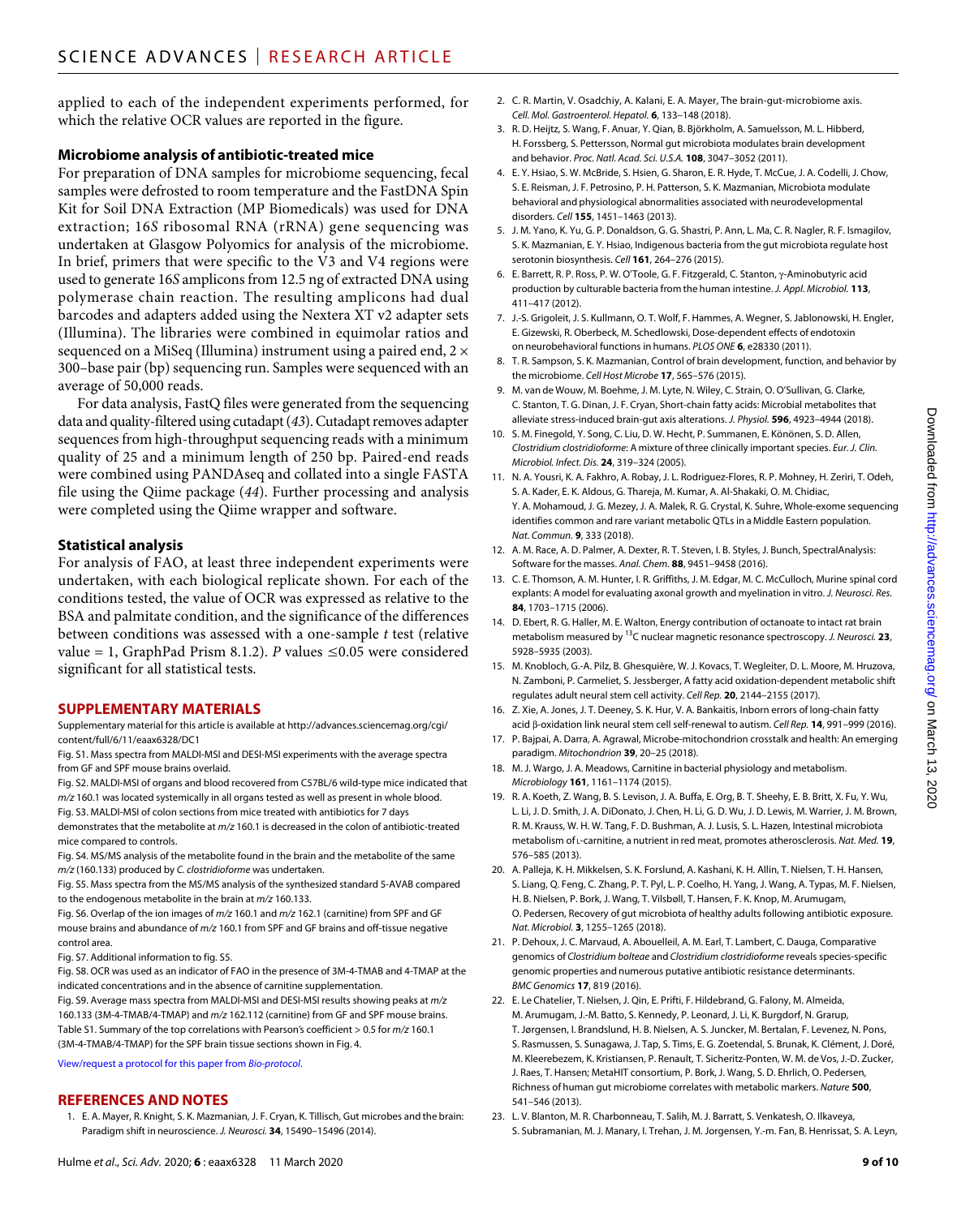applied to each of the independent experiments performed, for which the relative OCR values are reported in the figure.

### Microbiome analysis of antibiotic-treated mice

For preparation of DNA samples for microbiome sequencing, fecal samples were defrosted to room temperature and the FastDNA Spin Kit for Soil DNA Extraction (MP Biomedicals) was used for DNA extraction; 16*S* ribosomal RNA (rRNA) gene sequencing was undertaken at Glasgow Polyomics for analysis of the microbiome. In brief, primers that were specific to the V3 and V4 regions were used to generate 16*S* amplicons from 12.5 ng of extracted DNA using polymerase chain reaction. The resulting amplicons had dual barcodes and adapters added using the Nextera XT v2 adapter sets (Illumina). The libraries were combined in equimolar ratios and sequenced on a MiSeq (Illumina) instrument using a paired end, 2 × 300–base pair (bp) sequencing run. Samples were sequenced with an average of 50,000 reads.

For data analysis, FastQ files were generated from the sequencing data and quality-filtered using cutadapt (*43*). Cutadapt removes adapter sequences from high-throughput sequencing reads with a minimum quality of 25 and a minimum length of 250 bp. Paired-end reads were combined using PANDAseq and collated into a single FASTA file using the Qiime package (*44*). Further processing and analysis were completed using the Qiime wrapper and software.

### Statistical analysis

For analysis of FAO, at least three independent experiments were undertaken, with each biological replicate shown. For each of the conditions tested, the value of OCR was expressed as relative to the BSA and palmitate condition, and the significance of the differences between conditions was assessed with a one-sample *t* test (relative value = 1, GraphPad Prism 8.1.2). *P* values ≤0.05 were considered significant for all statistical tests.

## SUPPLEMENTARY MATERIALS

Supplementary material for this article is available at http://advances.sciencemag.org/cgi/content/full/6/11/eaax6328/DC1

Fig. S1. Mass spectra from MALDI-MSI and DESI-MSI experiments with the average spectra from GF and SPF mouse brains overlaid.

Fig. S2. MALDI-MSI of organs and blood recovered from C57BL/6 wild-type mice indicated that *m/z* 160.1 was located systemically in all organs tested as well as present in whole blood.

Fig. S3. MALDI-MSI of colon sections from mice treated with antibiotics for 7 days demonstrates that the metabolite at *m/z* 160.1 is decreased in the colon of antibiotic-treated mice compared to controls.

Fig. S4. MS/MS analysis of the metabolite found in the brain and the metabolite of the same *m/z* (160.133) produced by *C. clostridioforme* was undertaken.

Fig. S5. Mass spectra from the MS/MS analysis of the synthesized standard 5-AVAB compared to the endogenous metabolite in the brain at *m/z* 160.133.

Fig. S6. Overlap of the ion images of *m/z* 160.1 and *m/z* 162.1 (carnitine) from SPF and GF mouse brains and abundance of *m/z* 160.1 from SPF and GF brains and off-tissue negative control area.

Fig. S7. Additional information to fig. S5.

Fig. S8. OCR was used as an indicator of FAO in the presence of 3M-4-TMAB and 4-TMAP at the indicated concentrations and in the absence of carnitine supplementation.

Fig. S9. Average mass spectra from MALDI-MSI and DESI-MSI results showing peaks at *m/z* 160.133 (3M-4-TMAB/4-TMAP) and *m/z* 162.112 (carnitine) from GF and SPF mouse brains.

Table S1. Summary of the top correlations with Pearson's coefficient > 0.5 for *m/z* 160.1 (3M-4-TMAB/4-TMAP) for the SPF brain tissue sections shown in Fig. 4.

View/request a protocol for this paper from *Bio-protocol*.

## REFERENCES AND NOTES

1. E. A. Mayer, R. Knight, S. K. Mazmanian, J. F. Cryan, K. Tillisch, Gut microbes and the brain: Paradigm shift in neuroscience. *J. Neurosci.* **34**, 15490–15496 (2014).
2. C. R. Martin, V. Osadchiy, A. Kalani, E. A. Mayer, The brain-gut-microbiome axis. *Cell. Mol. Gastroenterol. Hepatol.* **6**, 133–148 (2018).
3. R. D. Heijtz, S. Wang, F. Anuar, Y. Qian, B. Björkholm, A. Samuelsson, M. L. Hibberd, H. Forssberg, S. Pettersson, Normal gut microbiota modulates brain development and behavior. *Proc. Natl. Acad. Sci. U.S.A.* **108**, 3047–3052 (2011).
4. E. Y. Hsiao, S. W. McBride, S. Hsien, G. Sharon, E. R. Hyde, T. McCue, J. A. Codelli, J. Chow, S. E. Reisman, J. F. Petrosino, P. H. Patterson, S. K. Mazmanian, Microbiota modulate behavioral and physiological abnormalities associated with neurodevelopmental disorders. *Cell* **155**, 1451–1463 (2013).
5. J. M. Yano, K. Yu, G. P. Donaldson, G. G. Shastri, P. Ann, L. Ma, C. R. Nagler, R. F. Ismagilov, S. K. Mazmanian, E. Y. Hsiao, Indigenous bacteria from the gut microbiota regulate host serotonin biosynthesis. *Cell* **161**, 264–276 (2015).
6. E. Barrett, R. P. Ross, P. W. O'Toole, G. F. Fitzgerald, C. Stanton, γ-Aminobutyric acid production by culturable bacteria from the human intestine. *J. Appl. Microbiol.* **113**, 411–417 (2012).
7. J.-S. Grigoleit, J. S. Kullmann, O. T. Wolf, F. Hammes, A. Wegner, S. Jablonowski, H. Engler, E. Gizewski, R. Oberbeck, M. Schedlowski, Dose-dependent effects of endotoxin on neurobehavioral functions in humans. *PLOS ONE* **6**, e28330 (2011).
8. T. R. Sampson, S. K. Mazmanian, Control of brain development, function, and behavior by the microbiome. *Cell Host Microbe* **17**, 565–576 (2015).
9. M. van de Wouw, M. Boehme, J. M. Lyte, N. Wiley, C. Strain, O. O'Sullivan, G. Clarke, C. Stanton, T. G. Dinan, J. F. Cryan, Short-chain fatty acids: Microbial metabolites that alleviate stress-induced brain-gut axis alterations. *J. Physiol.* **596**, 4923–4944 (2018).
10. S. M. Finegold, Y. Song, C. Liu, D. W. Hecht, P. Summanen, E. Könönen, S. D. Allen, *Clostridium clostridioforme*: A mixture of three clinically important species. *Eur. J. Clin. Microbiol. Infect. Dis.* **24**, 319–324 (2005).
11. N. A. Yousri, K. A. Fakhro, A. Robay, J. L. Rodriguez-Flores, R. P. Mohney, H. Zeriri, T. Odeh, S. A. Kader, E. K. Aldous, G. Thareja, M. Kumar, A. Al-Shakaki, O. M. Chidiac, Y. A. Mohamoud, J. G. Mezey, J. A. Malek, R. G. Crystal, K. Suhre, Whole-exome sequencing identifies common and rare variant metabolic QTLs in a Middle Eastern population. *Nat. Commun.* **9**, 333 (2018).
12. A. M. Race, A. D. Palmer, A. Dexter, R. T. Steven, I. B. Styles, J. Bunch, SpectralAnalysis: Software for the masses. *Anal. Chem.* **88**, 9451–9458 (2016).
13. C. E. Thomson, A. M. Hunter, I. R. Griffiths, J. M. Edgar, M. C. McCulloch, Murine spinal cord explants: A model for evaluating axonal growth and myelination in vitro. *J. Neurosci. Res.* **84**, 1703–1715 (2006).
14. D. Ebert, R. G. Haller, M. E. Walton, Energy contribution of octanoate to intact rat brain metabolism measured by $^{13}$C nuclear magnetic resonance spectroscopy. *J. Neurosci.* **23**, 5928–5935 (2003).
15. M. Knobloch, G.-A. Pilz, B. Ghesquière, W. J. Kovacs, T. Wegleiter, D. L. Moore, M. Hruzova, N. Zamboni, P. Carmeliet, S. Jessberger, A fatty acid oxidation-dependent metabolic shift regulates adult neural stem cell activity. *Cell Rep.* **20**, 2144–2155 (2017).
16. Z. Xie, A. Jones, J. T. Deeney, S. K. Hur, V. A. Bankaitis, Inborn errors of long-chain fatty acid β-oxidation link neural stem cell self-renewal to autism. *Cell Rep.* **14**, 991–999 (2016).
17. P. Bajpai, A. Darra, A. Agrawal, Microbe-mitochondrion crosstalk and health: An emerging paradigm. *Mitochondrion* **39**, 20–25 (2018).
18. M. J. Wargo, J. A. Meadows, Carnitine in bacterial physiology and metabolism. *Microbiology* **161**, 1161–1174 (2015).
19. R. A. Koeth, Z. Wang, B. S. Levison, J. A. Buffa, E. Org, B. T. Sheehy, E. B. Britt, X. Fu, Y. Wu, L. Li, J. D. Smith, J. A. DiDonato, J. Chen, H. Li, G. D. Wu, J. D. Lewis, M. Warrier, J. M. Brown, R. M. Krauss, W. H. W. Tang, F. D. Bushman, A. J. Lusis, S. L. Hazen, Intestinal microbiota metabolism of L-carnitine, a nutrient in red meat, promotes atherosclerosis. *Nat. Med.* **19**, 576–585 (2013).
20. A. Palleja, K. H. Mikkelsen, S. K. Forslund, A. Kashani, K. H. Allin, T. Nielsen, T. H. Hansen, S. Liang, Q. Feng, C. Zhang, P. T. Pyl, L. P. Coelho, H. Yang, J. Wang, A. Typas, M. F. Nielsen, H. B. Nielsen, P. Bork, J. Wang, T. Vilsbøll, T. Hansen, F. K. Knop, M. Arumugam, O. Pedersen, Recovery of gut microbiota of healthy adults following antibiotic exposure. *Nat. Microbiol.* **3**, 1255–1265 (2018).
21. P. Dehoux, J. C. Marvaud, A. Abouelleil, A. M. Earl, T. Lambert, C. Dauga, Comparative genomics of *Clostridium bolteae* and *Clostridium clostridioforme* reveals species-specific genomic properties and numerous putative antibiotic resistance determinants. *BMC Genomics* **17**, 819 (2016).
22. E. Le Chatelier, T. Nielsen, J. Qin, E. Prifti, F. Hildebrand, G. Falony, M. Almeida, M. Arumugam, J.-M. Batto, S. Kennedy, P. Leonard, J. Li, K. Burgdorf, N. Grarup, T. Jørgensen, I. Brandslund, H. B. Nielsen, A. S. Juncker, M. Bertalan, F. Levenez, N. Pons, S. Rasmussen, S. Sunagawa, J. Tap, S. Tims, E. G. Zoetendal, S. Brunak, K. Clément, J. Doré, M. Kleerebezem, K. Kristiansen, P. Renault, T. Sicheritz-Ponten, W. M. de Vos, J.-D. Zucker, J. Raes, T. Hansen; MetaHIT consortium, P. Bork, J. Wang, S. D. Ehrlich, O. Pedersen, Richness of human gut microbiome correlates with metabolic markers. *Nature* **500**, 541–546 (2013).
23. L. V. Blanton, M. R. Charbonneau, T. Salih, M. J. Barratt, S. Venkatesh, O. Ilkaveya, S. Subramanian, M. J. Manary, I. Trehan, J. M. Jorgensen, Y.-m. Fan, B. Henrissat, S. A. Leyn,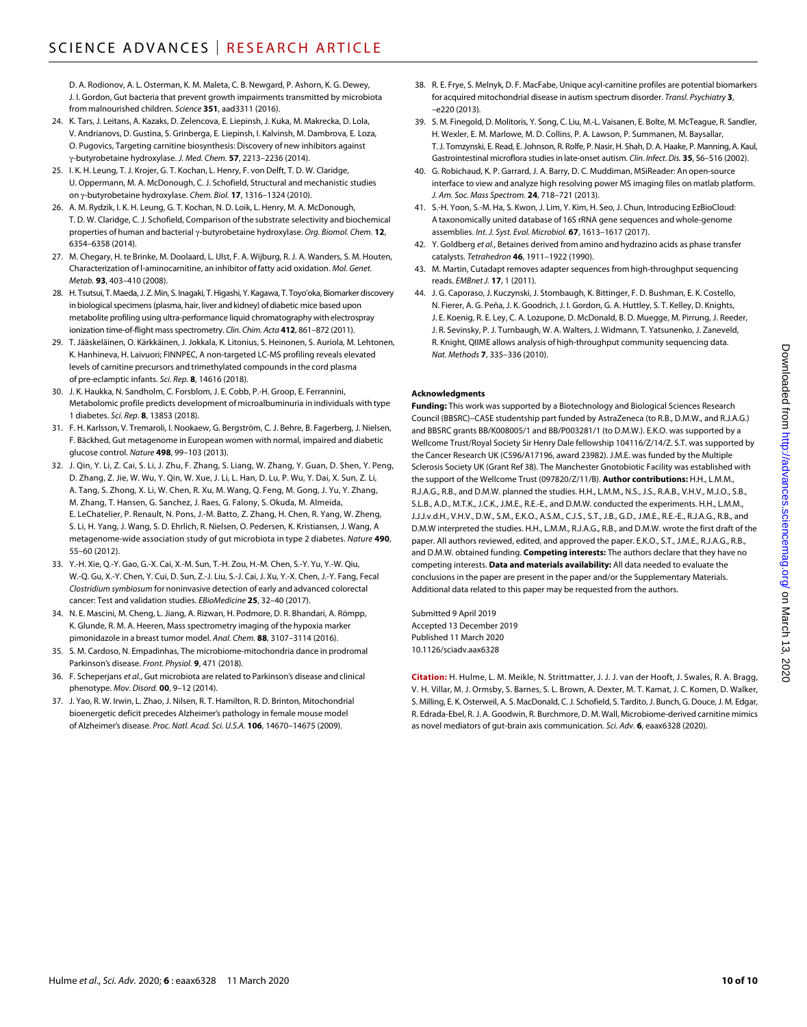D. A. Rodionov, A. L. Osterman, K. M. Maleta, C. B. Newgard, P. Ashorn, K. G. Dewey, J. I. Gordon, Gut bacteria that prevent growth impairments transmitted by microbiota from malnourished children. *Science* **351**, aad3311 (2016).

24. K. Tars, J. Leitans, A. Kazaks, D. Zelencova, E. Liepinsh, J. Kuka, M. Makrecka, D. Lola, V. Andrianovs, D. Gustina, S. Grinberga, E. Liepinsh, I. Kalvinsh, M. Dambrova, E. Loza, O. Pugovics, Targeting carnitine biosynthesis: Discovery of new inhibitors against γ-butyrobetaine hydroxylase. *J. Med. Chem.* **57**, 2213–2236 (2014).
25. I. K. H. Leung, T. J. Krojer, G. T. Kochan, L. Henry, F. von Delft, T. D. W. Claridge, U. Oppermann, M. A. McDonough, C. J. Schofield, Structural and mechanistic studies on γ-butyrobetaine hydroxylase. *Chem. Biol.* **17**, 1316–1324 (2010).
26. A. M. Rydzik, I. K. H. Leung, G. T. Kochan, N. D. Loik, L. Henry, M. A. McDonough, T. D. W. Claridge, C. J. Schofield, Comparison of the substrate selectivity and biochemical properties of human and bacterial γ-butyrobetaine hydroxylase. *Org. Biomol. Chem.* **12**, 6354–6358 (2014).
27. M. Chegary, H. te Brinke, M. Doolaard, L. IJlst, F. A. Wijburg, R. J. A. Wanders, S. M. Houten, Characterization of l-aminocarnitine, an inhibitor of fatty acid oxidation. *Mol. Genet. Metab.* **93**, 403–410 (2008).
28. H. Tsutsui, T. Maeda, J. Z. Min, S. Inagaki, T. Higashi, Y. Kagawa, T. Toyo'oka, Biomarker discovery in biological specimens (plasma, hair, liver and kidney) of diabetic mice based upon metabolite profiling using ultra-performance liquid chromatography with electrospray ionization time-of-flight mass spectrometry. *Clin. Chim. Acta* **412**, 861–872 (2011).
29. T. Jääskeläinen, O. Kärkkäinen, J. Jokkala, K. Litonius, S. Heinonen, S. Auriola, M. Lehtonen, K. Hanhineva, H. Laivuori; FINNPEC, A non-targeted LC-MS profiling reveals elevated levels of carnitine precursors and trimethylated compounds in the cord plasma of pre-eclamptic infants. *Sci. Rep.* **8**, 14616 (2018).
30. J. K. Haukka, N. Sandholm, C. Forsblom, J. E. Cobb, P.-H. Groop, E. Ferrannini, Metabolomic profile predicts development of microalbuminuria in individuals with type 1 diabetes. *Sci. Rep.* **8**, 13853 (2018).
31. F. H. Karlsson, V. Tremaroli, I. Nookaew, G. Bergström, C. J. Behre, B. Fagerberg, J. Nielsen, F. Bäckhed, Gut metagenome in European women with normal, impaired and diabetic glucose control. *Nature* **498**, 99–103 (2013).
32. J. Qin, Y. Li, Z. Cai, S. Li, J. Zhu, F. Zhang, S. Liang, W. Zhang, Y. Guan, D. Shen, Y. Peng, D. Zhang, Z. Jie, W. Wu, Y. Qin, W. Xue, J. Li, L. Han, D. Lu, P. Wu, Y. Dai, X. Sun, Z. Li, A. Tang, S. Zhong, X. Li, W. Chen, R. Xu, M. Wang, Q. Feng, M. Gong, J. Yu, Y. Zhang, M. Zhang, T. Hansen, G. Sanchez, J. Raes, G. Falony, S. Okuda, M. Almeida, E. LeChatelier, P. Renault, N. Pons, J.-M. Batto, Z. Zhang, H. Chen, R. Yang, W. Zheng, S. Li, H. Yang, J. Wang, S. D. Ehrlich, R. Nielsen, O. Pedersen, K. Kristiansen, J. Wang, A metagenome-wide association study of gut microbiota in type 2 diabetes. *Nature* **490**, 55–60 (2012).
33. Y.-H. Xie, Q.-Y. Gao, G.-X. Cai, X.-M. Sun, T.-H. Zou, H.-M. Chen, S.-Y. Yu, Y.-W. Qiu, W.-Q. Gu, X.-Y. Chen, Y. Cui, D. Sun, Z.-J. Liu, S.-J. Cai, J. Xu, Y.-X. Chen, J.-Y. Fang, Fecal *Clostridium symbiosum* for noninvasive detection of early and advanced colorectal cancer: Test and validation studies. *EBioMedicine* **25**, 32–40 (2017).
34. N. E. Mascini, M. Cheng, L. Jiang, A. Rizwan, H. Podmore, D. R. Bhandari, A. Römpp, K. Glunde, R. M. A. Heeren, Mass spectrometry imaging of the hypoxia marker pimonidazole in a breast tumor model. *Anal. Chem.* **88**, 3107–3114 (2016).
35. S. M. Cardoso, N. Empadinhas, The microbiome-mitochondria dance in prodromal Parkinson's disease. *Front. Physiol.* **9**, 471 (2018).
36. F. Scheperjans *et al*., Gut microbiota are related to Parkinson's disease and clinical phenotype. *Mov. Disord.* **00**, 9–12 (2014).
37. J. Yao, R. W. Irwin, L. Zhao, J. Nilsen, R. T. Hamilton, R. D. Brinton, Mitochondrial bioenergetic deficit precedes Alzheimer's pathology in female mouse model of Alzheimer's disease. *Proc. Natl. Acad. Sci. U.S.A.* **106**, 14670–14675 (2009).
38. R. E. Frye, S. Melnyk, D. F. MacFabe, Unique acyl-carnitine profiles are potential biomarkers for acquired mitochondrial disease in autism spectrum disorder. *Transl. Psychiatry* **3**, –e220 (2013).
39. S. M. Finegold, D. Molitoris, Y. Song, C. Liu, M.-L. Vaisanen, E. Bolte, M. McTeague, R. Sandler, H. Wexler, E. M. Marlowe, M. D. Collins, P. A. Lawson, P. Summanen, M. Baysallar, T. J. Tomzynski, E. Read, E. Johnson, R. Rolfe, P. Nasir, H. Shah, D. A. Haake, P. Manning, A. Kaul, Gastrointestinal microflora studies in late-onset autism. *Clin. Infect. Dis.* **35**, S6–S16 (2002).
40. G. Robichaud, K. P. Garrard, J. A. Barry, D. C. Muddiman, MSiReader: An open-source interface to view and analyze high resolving power MS imaging files on matlab platform. *J. Am. Soc. Mass Spectrom.* **24**, 718–721 (2013).
41. S.-H. Yoon, S.-M. Ha, S. Kwon, J. Lim, Y. Kim, H. Seo, J. Chun, Introducing EzBioCloud: A taxonomically united database of 16S rRNA gene sequences and whole-genome assemblies. *Int. J. Syst. Evol. Microbiol.* **67**, 1613–1617 (2017).
42. Y. Goldberg *et al*., Betaines derived from amino and hydrazino acids as phase transfer catalysts. *Tetrahedron* **46**, 1911–1922 (1990).
43. M. Martin, Cutadapt removes adapter sequences from high-throughput sequencing reads. *EMBnet J.* **17**, 1 (2011).
44. J. G. Caporaso, J. Kuczynski, J. Stombaugh, K. Bittinger, F. D. Bushman, E. K. Costello, N. Fierer, A. G. Peña, J. K. Goodrich, J. I. Gordon, G. A. Huttley, S. T. Kelley, D. Knights, J. E. Koenig, R. E. Ley, C. A. Lozupone, D. McDonald, B. D. Muegge, M. Pirrung, J. Reeder, J. R. Sevinsky, P. J. Turnbaugh, W. A. Walters, J. Widmann, T. Yatsunenko, J. Zaneveld, R. Knight, QIIME allows analysis of high-throughput community sequencing data. *Nat. Methods* **7**, 335–336 (2010).

#### Acknowledgments

**Funding:** This work was supported by a Biotechnology and Biological Sciences Research Council (BBSRC)–CASE studentship part funded by AstraZeneca (to R.B., D.M.W., and R.J.A.G.) and BBSRC grants BB/K008005/1 and BB/P003281/1 (to D.M.W.). E.K.O. was supported by a Wellcome Trust/Royal Society Sir Henry Dale fellowship 104116/Z/14/Z. S.T. was supported by the Cancer Research UK (C596/A17196, award 23982). J.M.E. was funded by the Multiple Sclerosis Society UK (Grant Ref 38). The Manchester Gnotobiotic Facility was established with the support of the Wellcome Trust (097820/Z/11/B). **Author contributions:** H.H., L.M.M., R.J.A.G., R.B., and D.M.W. planned the studies. H.H., L.M.M., N.S., J.S., R.A.B., V.H.V., M.J.O., S.B., S.L.B., A.D., M.T.K., J.C.K., J.M.E., R.E.-E., and D.M.W. conducted the experiments. H.H., L.M.M., J.J.J.v.d.H., V.H.V., D.W., S.M., E.K.O., A.S.M., C.J.S., S.T., J.B., G.D., J.M.E., R.E.-E., R.J.A.G., R.B., and D.M.W interpreted the studies. H.H., L.M.M., R.J.A.G., R.B., and D.M.W. wrote the first draft of the paper. All authors reviewed, edited, and approved the paper. E.K.O., S.T., J.M.E., R.J.A.G., R.B., and D.M.W. obtained funding. **Competing interests:** The authors declare that they have no competing interests. **Data and materials availability:** All data needed to evaluate the conclusions in the paper are present in the paper and/or the Supplementary Materials. Additional data related to this paper may be requested from the authors.

Submitted 9 April 2019
Accepted 13 December 2019
Published 11 March 2020
10.1126/sciadv.aax6328

**Citation:** H. Hulme, L. M. Meikle, N. Strittmatter, J. J. J. van der Hooft, J. Swales, R. A. Bragg, V. H. Villar, M. J. Ormsby, S. Barnes, S. L. Brown, A. Dexter, M. T. Kamat, J. C. Komen, D. Walker, S. Milling, E. K. Osterweil, A. S. MacDonald, C. J. Schofield, S. Tardito, J. Bunch, G. Douce, J. M. Edgar, R. Edrada-Ebel, R. J. A. Goodwin, R. Burchmore, D. M. Wall, Microbiome-derived carnitine mimics as novel mediators of gut-brain axis communication. *Sci. Adv.* **6**, eaax6328 (2020).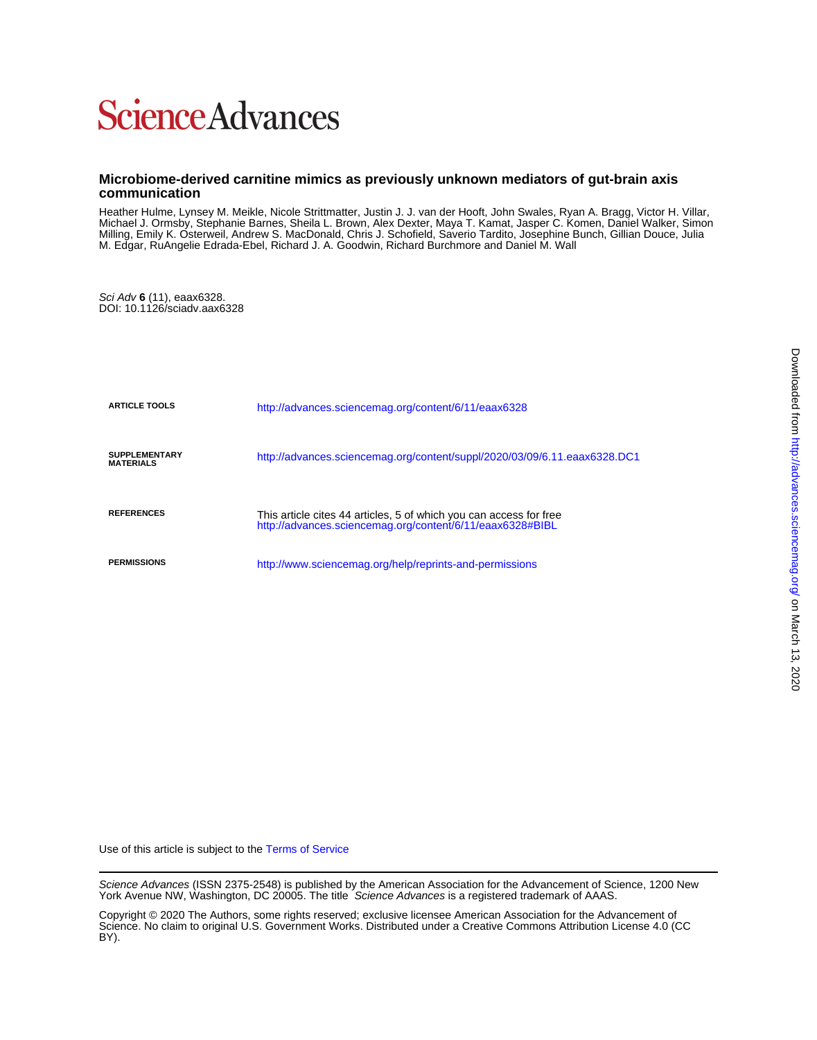# Science Advances

## Microbiome-derived carnitine mimics as previously unknown mediators of gut-brain axis communication

Heather Hulme, Lynsey M. Meikle, Nicole Strittmatter, Justin J. J. van der Hooft, John Swales, Ryan A. Bragg, Victor H. Villar, Michael J. Ormsby, Stephanie Barnes, Sheila L. Brown, Alex Dexter, Maya T. Kamat, Jasper C. Komen, Daniel Walker, Simon Milling, Emily K. Osterweil, Andrew S. MacDonald, Chris J. Schofield, Saverio Tardito, Josephine Bunch, Gillian Douce, Julia M. Edgar, RuAngelie Edrada-Ebel, Richard J. A. Goodwin, Richard Burchmore and Daniel M. Wall

*Sci Adv* **6** (11), eaax6328.
DOI: 10.1126/sciadv.aax6328

| | |
|---|---|
| **ARTICLE TOOLS** | http://advances.sciencemag.org/content/6/11/eaax6328 |
| **SUPPLEMENTARY MATERIALS** | http://advances.sciencemag.org/content/suppl/2020/03/09/6.11.eaax6328.DC1 |
| **REFERENCES** | This article cites 44 articles, 5 of which you can access for free http://advances.sciencemag.org/content/6/11/eaax6328#BIBL |
| **PERMISSIONS** | http://www.sciencemag.org/help/reprints-and-permissions |

Downloaded from http://advances.sciencemag.org/ on March 13, 2020

Use of this article is subject to the Terms of Service

*Science Advances* (ISSN 2375-2548) is published by the American Association for the Advancement of Science, 1200 New York Avenue NW, Washington, DC 20005. The title *Science Advances* is a registered trademark of AAAS.

Copyright © 2020 The Authors, some rights reserved; exclusive licensee American Association for the Advancement of Science. No claim to original U.S. Government Works. Distributed under a Creative Commons Attribution License 4.0 (CC BY).